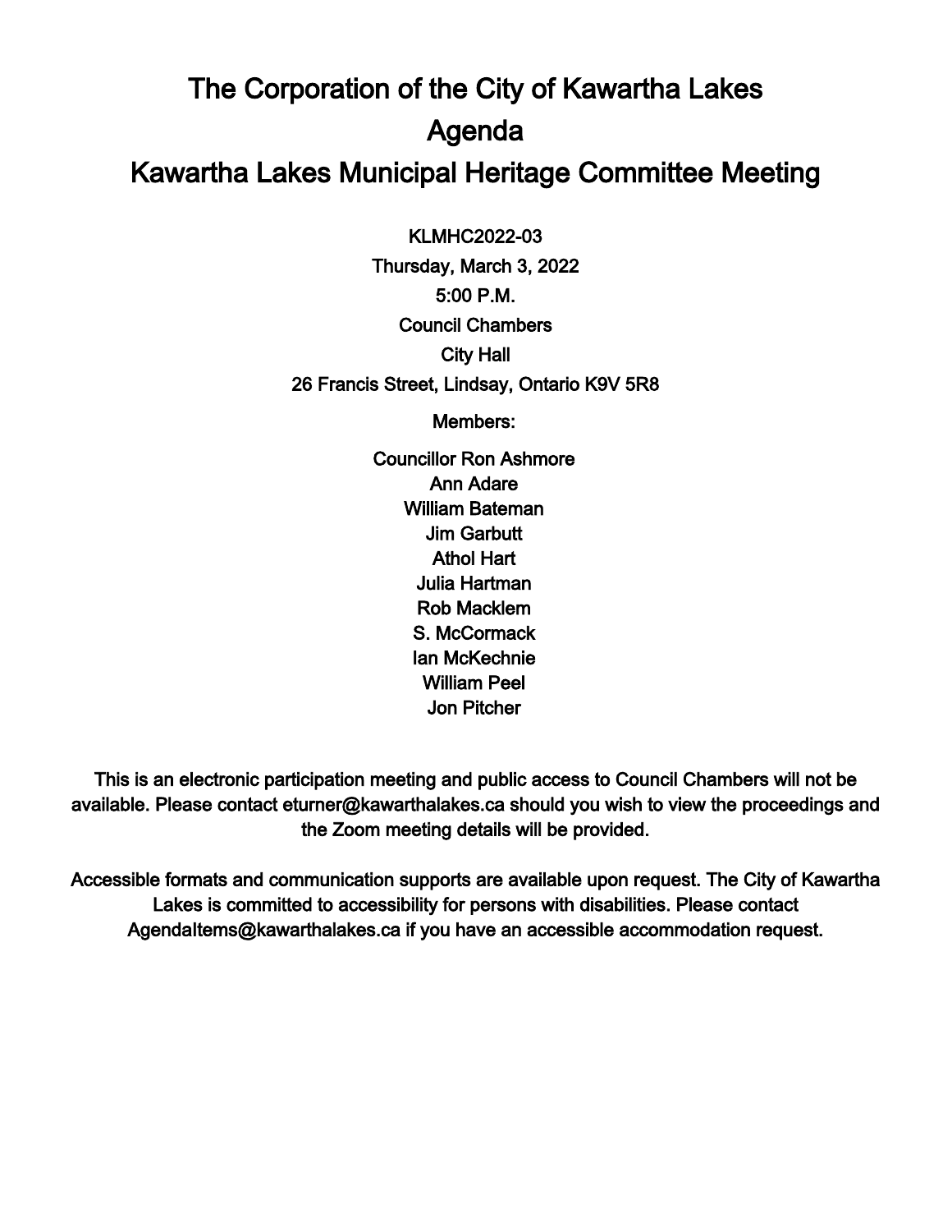# The Corporation of the City of Kawartha Lakes

# Agenda

# Kawartha Lakes Municipal Heritage Committee Meeting

KLMHC2022-03

Thursday, March 3, 2022

5:00 P.M.

Council Chambers

City Hall

26 Francis Street, Lindsay, Ontario K9V 5R8

Members:

Councillor Ron Ashmore
Ann Adare
William Bateman
Jim Garbutt
Athol Hart
Julia Hartman
Rob Macklem
S. McCormack
Ian McKechnie
William Peel
Jon Pitcher

This is an electronic participation meeting and public access to Council Chambers will not be available. Please contact eturner@kawarthalakes.ca should you wish to view the proceedings and the Zoom meeting details will be provided.

Accessible formats and communication supports are available upon request. The City of Kawartha Lakes is committed to accessibility for persons with disabilities. Please contact AgendaItems@kawarthalakes.ca if you have an accessible accommodation request.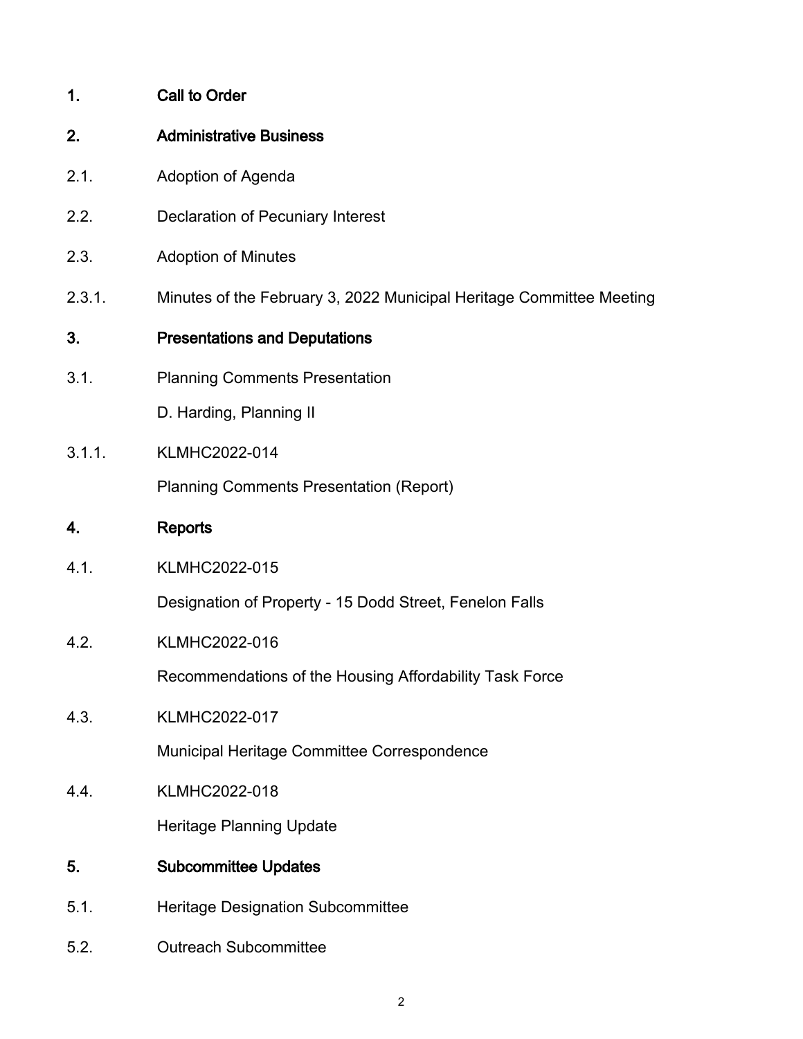**1. Call to Order**

**2. Administrative Business**

2.1. Adoption of Agenda

2.2. Declaration of Pecuniary Interest

2.3. Adoption of Minutes

2.3.1. Minutes of the February 3, 2022 Municipal Heritage Committee Meeting

**3. Presentations and Deputations**

3.1. Planning Comments Presentation

D. Harding, Planning II

3.1.1. KLMHC2022-014

Planning Comments Presentation (Report)

**4. Reports**

4.1. KLMHC2022-015

Designation of Property - 15 Dodd Street, Fenelon Falls

4.2. KLMHC2022-016

Recommendations of the Housing Affordability Task Force

4.3. KLMHC2022-017

Municipal Heritage Committee Correspondence

4.4. KLMHC2022-018

Heritage Planning Update

**5. Subcommittee Updates**

5.1. Heritage Designation Subcommittee

5.2. Outreach Subcommittee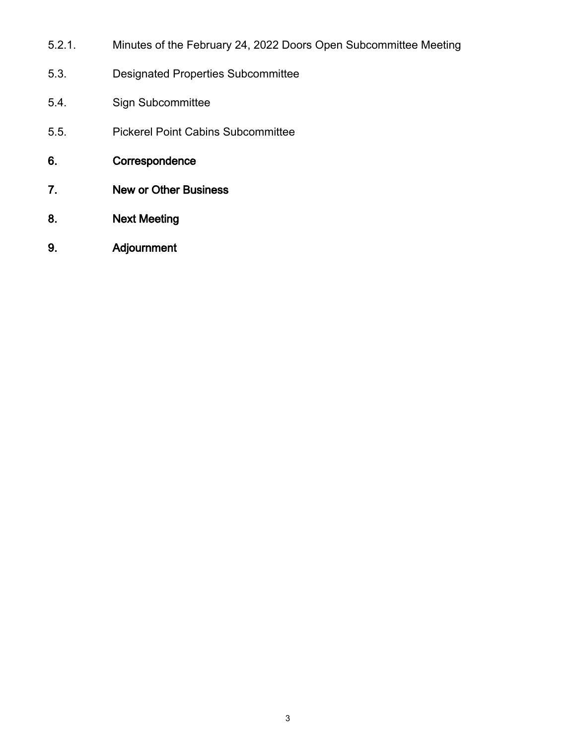5.2.1. Minutes of the February 24, 2022 Doors Open Subcommittee Meeting

5.3. Designated Properties Subcommittee

5.4. Sign Subcommittee

5.5. Pickerel Point Cabins Subcommittee

## 6. Correspondence

## 7. New or Other Business

## 8. Next Meeting

## 9. Adjournment